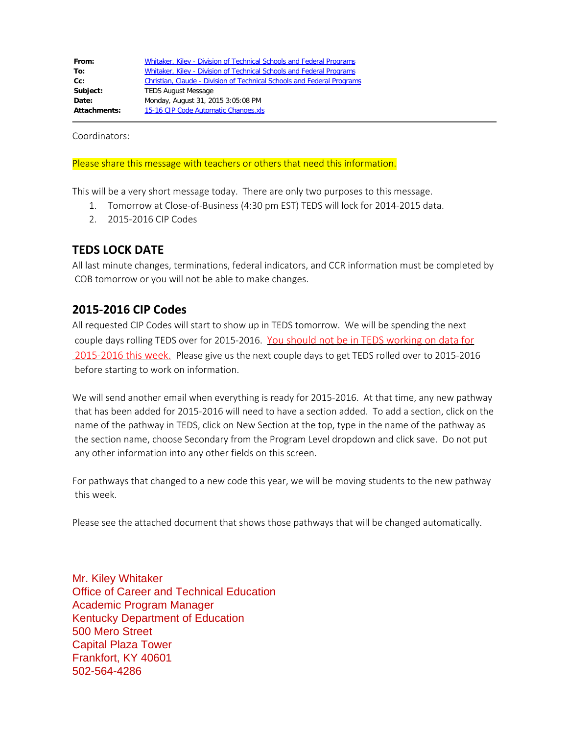| | |
|---|---|
| **From:** | Whitaker, Kiley - Division of Technical Schools and Federal Programs |
| **To:** | Whitaker, Kiley - Division of Technical Schools and Federal Programs |
| **Cc:** | Christian, Claude - Division of Technical Schools and Federal Programs |
| **Subject:** | TEDS August Message |
| **Date:** | Monday, August 31, 2015 3:05:08 PM |
| **Attachments:** | 15-16 CIP Code Automatic Changes.xls |

Coordinators:

Please share this message with teachers or others that need this information.

This will be a very short message today. There are only two purposes to this message.

1. Tomorrow at Close-of-Business (4:30 pm EST) TEDS will lock for 2014-2015 data.
2. 2015-2016 CIP Codes

## TEDS LOCK DATE

All last minute changes, terminations, federal indicators, and CCR information must be completed by COB tomorrow or you will not be able to make changes.

## 2015-2016 CIP Codes

All requested CIP Codes will start to show up in TEDS tomorrow. We will be spending the next couple days rolling TEDS over for 2015-2016. You should not be in TEDS working on data for 2015-2016 this week. Please give us the next couple days to get TEDS rolled over to 2015-2016 before starting to work on information.

We will send another email when everything is ready for 2015-2016. At that time, any new pathway that has been added for 2015-2016 will need to have a section added. To add a section, click on the name of the pathway in TEDS, click on New Section at the top, type in the name of the pathway as the section name, choose Secondary from the Program Level dropdown and click save. Do not put any other information into any other fields on this screen.

For pathways that changed to a new code this year, we will be moving students to the new pathway this week.

Please see the attached document that shows those pathways that will be changed automatically.

Mr. Kiley Whitaker
Office of Career and Technical Education
Academic Program Manager
Kentucky Department of Education
500 Mero Street
Capital Plaza Tower
Frankfort, KY 40601
502-564-4286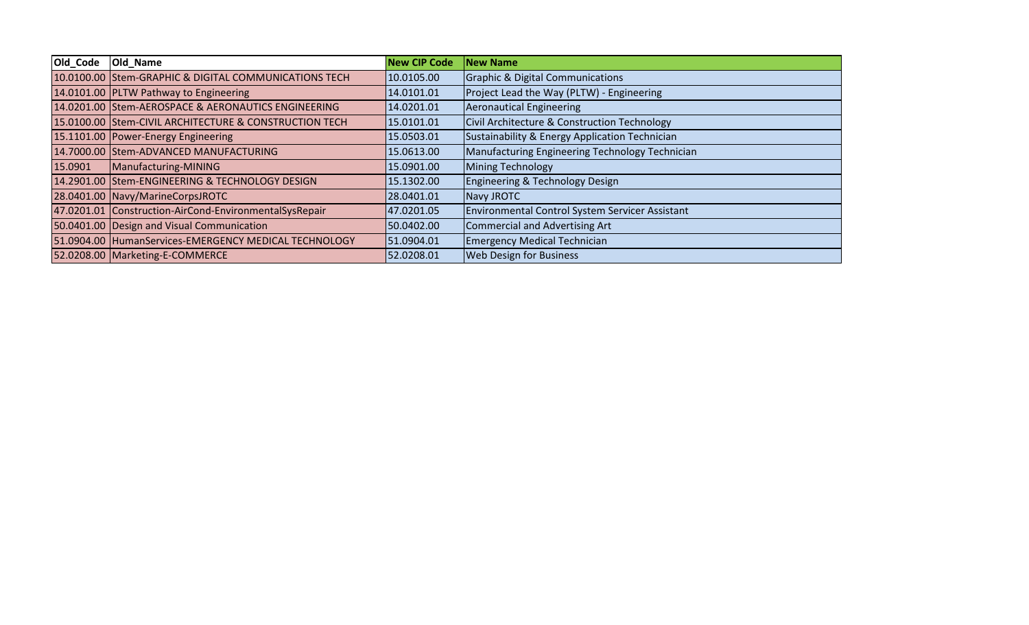| Old_Code | Old_Name | New CIP Code | New Name |
|---|---|---|---|
| 10.0100.00 | Stem-GRAPHIC & DIGITAL COMMUNICATIONS TECH | 10.0105.00 | Graphic & Digital Communications |
| 14.0101.00 | PLTW Pathway to Engineering | 14.0101.01 | Project Lead the Way (PLTW) - Engineering |
| 14.0201.00 | Stem-AEROSPACE & AERONAUTICS ENGINEERING | 14.0201.01 | Aeronautical Engineering |
| 15.0100.00 | Stem-CIVIL ARCHITECTURE & CONSTRUCTION TECH | 15.0101.01 | Civil Architecture & Construction Technology |
| 15.1101.00 | Power-Energy Engineering | 15.0503.01 | Sustainability & Energy Application Technician |
| 14.7000.00 | Stem-ADVANCED MANUFACTURING | 15.0613.00 | Manufacturing Engineering Technology Technician |
| 15.0901 | Manufacturing-MINING | 15.0901.00 | Mining Technology |
| 14.2901.00 | Stem-ENGINEERING & TECHNOLOGY DESIGN | 15.1302.00 | Engineering & Technology Design |
| 28.0401.00 | Navy/MarineCorpsJROTC | 28.0401.01 | Navy JROTC |
| 47.0201.01 | Construction-AirCond-EnvironmentalSysRepair | 47.0201.05 | Environmental Control System Servicer Assistant |
| 50.0401.00 | Design and Visual Communication | 50.0402.00 | Commercial and Advertising Art |
| 51.0904.00 | HumanServices-EMERGENCY MEDICAL TECHNOLOGY | 51.0904.01 | Emergency Medical Technician |
| 52.0208.00 | Marketing-E-COMMERCE | 52.0208.01 | Web Design for Business |